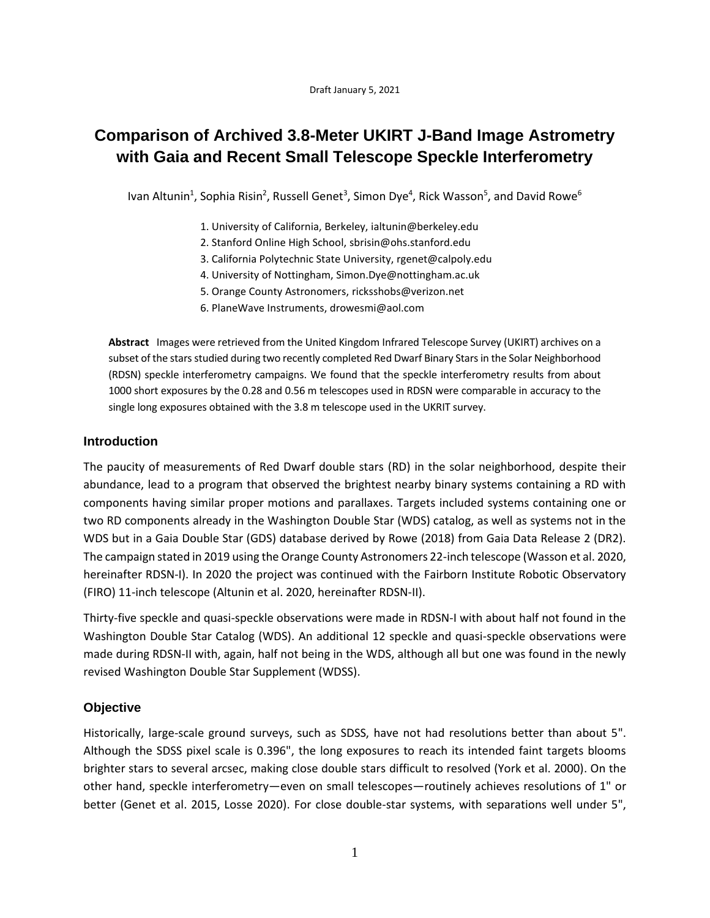Draft January 5, 2021

# Comparison of Archived 3.8-Meter UKIRT J-Band Image Astrometry with Gaia and Recent Small Telescope Speckle Interferometry

Ivan Altunin[1], Sophia Risin[2], Russell Genet[3], Simon Dye[4], Rick Wasson[5], and David Rowe[6]

1. University of California, Berkeley, ialtunin@berkeley.edu
2. Stanford Online High School, sbrisin@ohs.stanford.edu
3. California Polytechnic State University, rgenet@calpoly.edu
4. University of Nottingham, Simon.Dye@nottingham.ac.uk
5. Orange County Astronomers, ricksshobs@verizon.net
6. PlaneWave Instruments, drowesmi@aol.com

**Abstract** Images were retrieved from the United Kingdom Infrared Telescope Survey (UKIRT) archives on a subset of the stars studied during two recently completed Red Dwarf Binary Stars in the Solar Neighborhood (RDSN) speckle interferometry campaigns. We found that the speckle interferometry results from about 1000 short exposures by the 0.28 and 0.56 m telescopes used in RDSN were comparable in accuracy to the single long exposures obtained with the 3.8 m telescope used in the UKRIT survey.

## Introduction

The paucity of measurements of Red Dwarf double stars (RD) in the solar neighborhood, despite their abundance, lead to a program that observed the brightest nearby binary systems containing a RD with components having similar proper motions and parallaxes. Targets included systems containing one or two RD components already in the Washington Double Star (WDS) catalog, as well as systems not in the WDS but in a Gaia Double Star (GDS) database derived by Rowe (2018) from Gaia Data Release 2 (DR2). The campaign stated in 2019 using the Orange County Astronomers 22-inch telescope (Wasson et al. 2020, hereinafter RDSN-I). In 2020 the project was continued with the Fairborn Institute Robotic Observatory (FIRO) 11-inch telescope (Altunin et al. 2020, hereinafter RDSN-II).

Thirty-five speckle and quasi-speckle observations were made in RDSN-I with about half not found in the Washington Double Star Catalog (WDS). An additional 12 speckle and quasi-speckle observations were made during RDSN-II with, again, half not being in the WDS, although all but one was found in the newly revised Washington Double Star Supplement (WDSS).

## Objective

Historically, large-scale ground surveys, such as SDSS, have not had resolutions better than about 5". Although the SDSS pixel scale is 0.396", the long exposures to reach its intended faint targets blooms brighter stars to several arcsec, making close double stars difficult to resolved (York et al. 2000). On the other hand, speckle interferometry—even on small telescopes—routinely achieves resolutions of 1" or better (Genet et al. 2015, Losse 2020). For close double-star systems, with separations well under 5",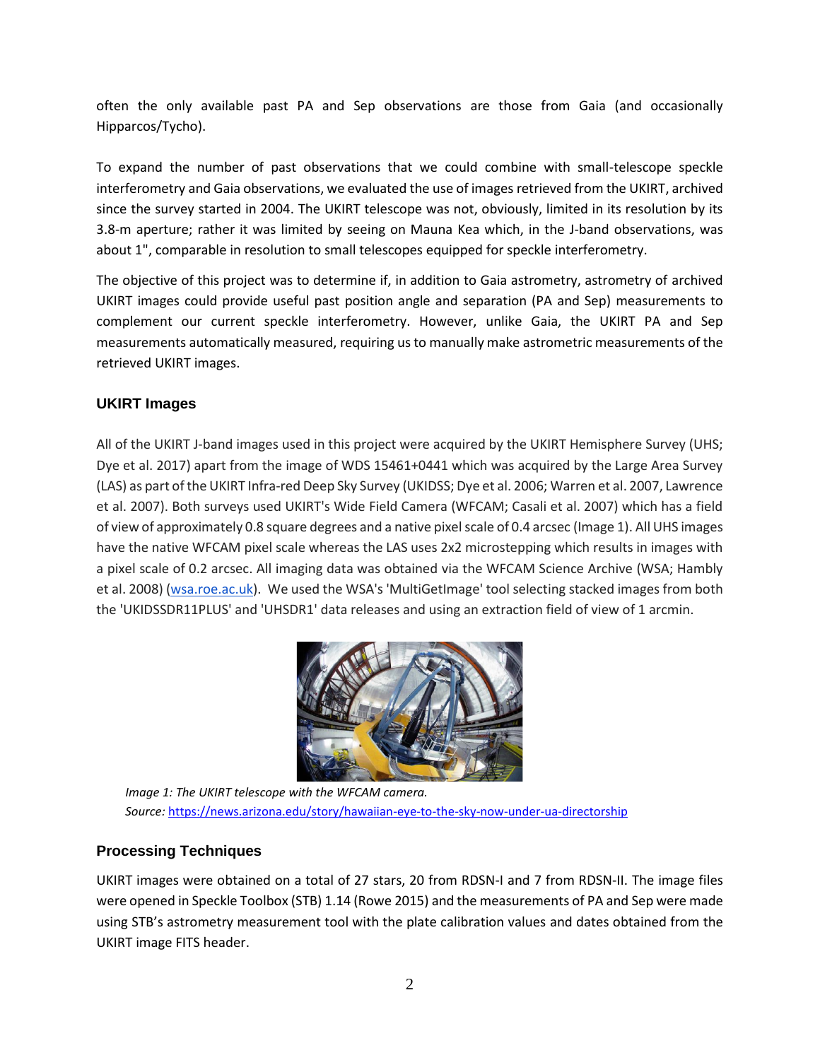often the only available past PA and Sep observations are those from Gaia (and occasionally Hipparcos/Tycho).

To expand the number of past observations that we could combine with small-telescope speckle interferometry and Gaia observations, we evaluated the use of images retrieved from the UKIRT, archived since the survey started in 2004. The UKIRT telescope was not, obviously, limited in its resolution by its 3.8-m aperture; rather it was limited by seeing on Mauna Kea which, in the J-band observations, was about 1", comparable in resolution to small telescopes equipped for speckle interferometry.

The objective of this project was to determine if, in addition to Gaia astrometry, astrometry of archived UKIRT images could provide useful past position angle and separation (PA and Sep) measurements to complement our current speckle interferometry. However, unlike Gaia, the UKIRT PA and Sep measurements automatically measured, requiring us to manually make astrometric measurements of the retrieved UKIRT images.

## UKIRT Images

All of the UKIRT J-band images used in this project were acquired by the UKIRT Hemisphere Survey (UHS; Dye et al. 2017) apart from the image of WDS 15461+0441 which was acquired by the Large Area Survey (LAS) as part of the UKIRT Infra-red Deep Sky Survey (UKIDSS; Dye et al. 2006; Warren et al. 2007, Lawrence et al. 2007). Both surveys used UKIRT's Wide Field Camera (WFCAM; Casali et al. 2007) which has a field of view of approximately 0.8 square degrees and a native pixel scale of 0.4 arcsec (Image 1). All UHS images have the native WFCAM pixel scale whereas the LAS uses 2x2 microstepping which results in images with a pixel scale of 0.2 arcsec. All imaging data was obtained via the WFCAM Science Archive (WSA; Hambly et al. 2008) (wsa.roe.ac.uk). We used the WSA's 'MultiGetImage' tool selecting stacked images from both the 'UKIDSSDR11PLUS' and 'UHSDR1' data releases and using an extraction field of view of 1 arcmin.

*Image 1: The UKIRT telescope with the WFCAM camera.*
*Source:* https://news.arizona.edu/story/hawaiian-eye-to-the-sky-now-under-ua-directorship

## Processing Techniques

UKIRT images were obtained on a total of 27 stars, 20 from RDSN-I and 7 from RDSN-II. The image files were opened in Speckle Toolbox (STB) 1.14 (Rowe 2015) and the measurements of PA and Sep were made using STB's astrometry measurement tool with the plate calibration values and dates obtained from the UKIRT image FITS header.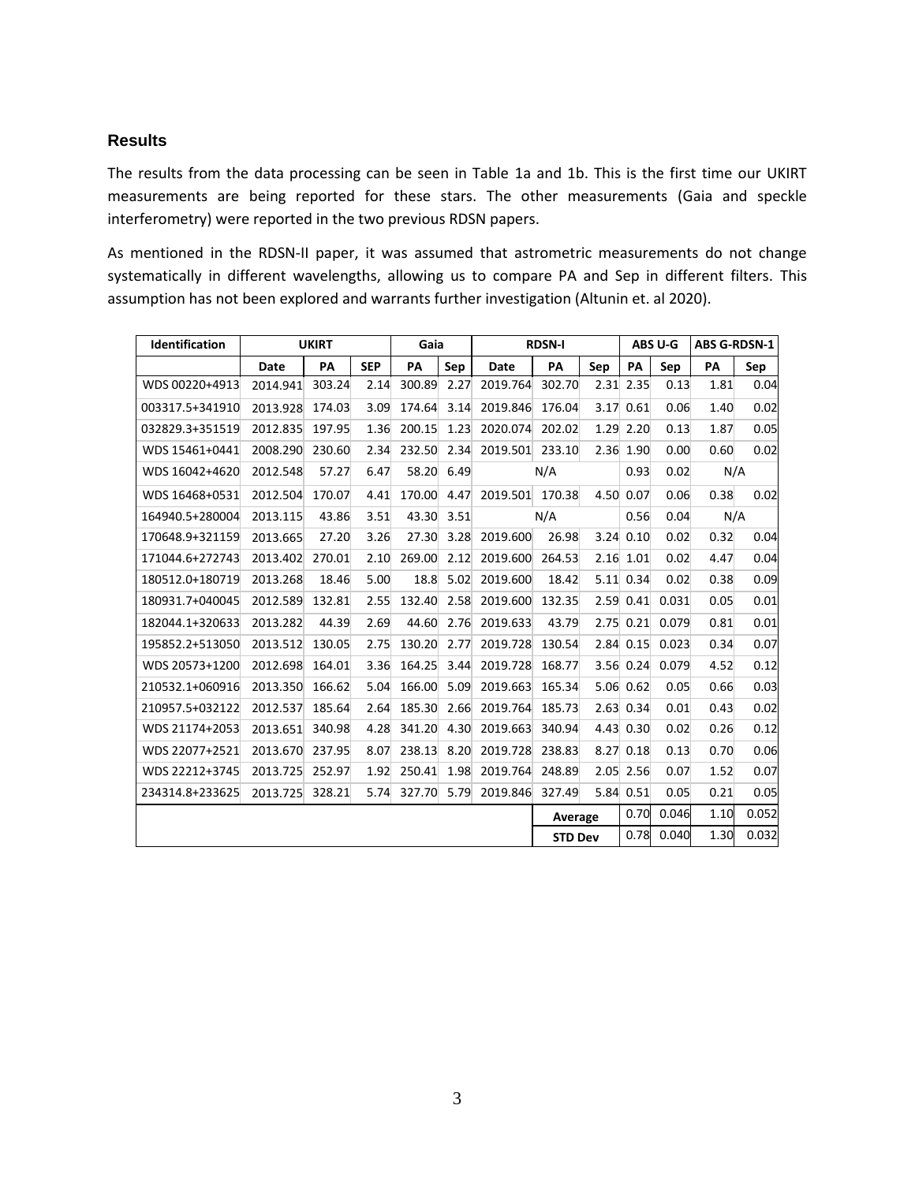## Results

The results from the data processing can be seen in Table 1a and 1b. This is the first time our UKIRT measurements are being reported for these stars. The other measurements (Gaia and speckle interferometry) were reported in the two previous RDSN papers.

As mentioned in the RDSN-II paper, it was assumed that astrometric measurements do not change systematically in different wavelengths, allowing us to compare PA and Sep in different filters. This assumption has not been explored and warrants further investigation (Altunin et. al 2020).

| Identification | UKIRT | | | Gaia | | RDSN-I | | | ABS U-G | | ABS G-RDSN-1 | |
|---|---|---|---|---|---|---|---|---|---|---|---|---|
| | Date | PA | SEP | PA | Sep | Date | PA | Sep | PA | Sep | PA | Sep |
| WDS 00220+4913 | 2014.941 | 303.24 | 2.14 | 300.89 | 2.27 | 2019.764 | 302.70 | 2.31 | 2.35 | 0.13 | 1.81 | 0.04 |
| 003317.5+341910 | 2013.928 | 174.03 | 3.09 | 174.64 | 3.14 | 2019.846 | 176.04 | 3.17 | 0.61 | 0.06 | 1.40 | 0.02 |
| 032829.3+351519 | 2012.835 | 197.95 | 1.36 | 200.15 | 1.23 | 2020.074 | 202.02 | 1.29 | 2.20 | 0.13 | 1.87 | 0.05 |
| WDS 15461+0441 | 2008.290 | 230.60 | 2.34 | 232.50 | 2.34 | 2019.501 | 233.10 | 2.36 | 1.90 | 0.00 | 0.60 | 0.02 |
| WDS 16042+4620 | 2012.548 | 57.27 | 6.47 | 58.20 | 6.49 | N/A | | | 0.93 | 0.02 | N/A | |
| WDS 16468+0531 | 2012.504 | 170.07 | 4.41 | 170.00 | 4.47 | 2019.501 | 170.38 | 4.50 | 0.07 | 0.06 | 0.38 | 0.02 |
| 164940.5+280004 | 2013.115 | 43.86 | 3.51 | 43.30 | 3.51 | N/A | | | 0.56 | 0.04 | N/A | |
| 170648.9+321159 | 2013.665 | 27.20 | 3.26 | 27.30 | 3.28 | 2019.600 | 26.98 | 3.24 | 0.10 | 0.02 | 0.32 | 0.04 |
| 171044.6+272743 | 2013.402 | 270.01 | 2.10 | 269.00 | 2.12 | 2019.600 | 264.53 | 2.16 | 1.01 | 0.02 | 4.47 | 0.04 |
| 180512.0+180719 | 2013.268 | 18.46 | 5.00 | 18.8 | 5.02 | 2019.600 | 18.42 | 5.11 | 0.34 | 0.02 | 0.38 | 0.09 |
| 180931.7+040045 | 2012.589 | 132.81 | 2.55 | 132.40 | 2.58 | 2019.600 | 132.35 | 2.59 | 0.41 | 0.031 | 0.05 | 0.01 |
| 182044.1+320633 | 2013.282 | 44.39 | 2.69 | 44.60 | 2.76 | 2019.633 | 43.79 | 2.75 | 0.21 | 0.079 | 0.81 | 0.01 |
| 195852.2+513050 | 2013.512 | 130.05 | 2.75 | 130.20 | 2.77 | 2019.728 | 130.54 | 2.84 | 0.15 | 0.023 | 0.34 | 0.07 |
| WDS 20573+1200 | 2012.698 | 164.01 | 3.36 | 164.25 | 3.44 | 2019.728 | 168.77 | 3.56 | 0.24 | 0.079 | 4.52 | 0.12 |
| 210532.1+060916 | 2013.350 | 166.62 | 5.04 | 166.00 | 5.09 | 2019.663 | 165.34 | 5.06 | 0.62 | 0.05 | 0.66 | 0.03 |
| 210957.5+032122 | 2012.537 | 185.64 | 2.64 | 185.30 | 2.66 | 2019.764 | 185.73 | 2.63 | 0.34 | 0.01 | 0.43 | 0.02 |
| WDS 21174+2053 | 2013.651 | 340.98 | 4.28 | 341.20 | 4.30 | 2019.663 | 340.94 | 4.43 | 0.30 | 0.02 | 0.26 | 0.12 |
| WDS 22077+2521 | 2013.670 | 237.95 | 8.07 | 238.13 | 8.20 | 2019.728 | 238.83 | 8.27 | 0.18 | 0.13 | 0.70 | 0.06 |
| WDS 22212+3745 | 2013.725 | 252.97 | 1.92 | 250.41 | 1.98 | 2019.764 | 248.89 | 2.05 | 2.56 | 0.07 | 1.52 | 0.07 |
| 234314.8+233625 | 2013.725 | 328.21 | 5.74 | 327.70 | 5.79 | 2019.846 | 327.49 | 5.84 | 0.51 | 0.05 | 0.21 | 0.05 |
| | | | | | | | Average | | 0.70 | 0.046 | 1.10 | 0.052 |
| | | | | | | | STD Dev | | 0.78 | 0.040 | 1.30 | 0.032 |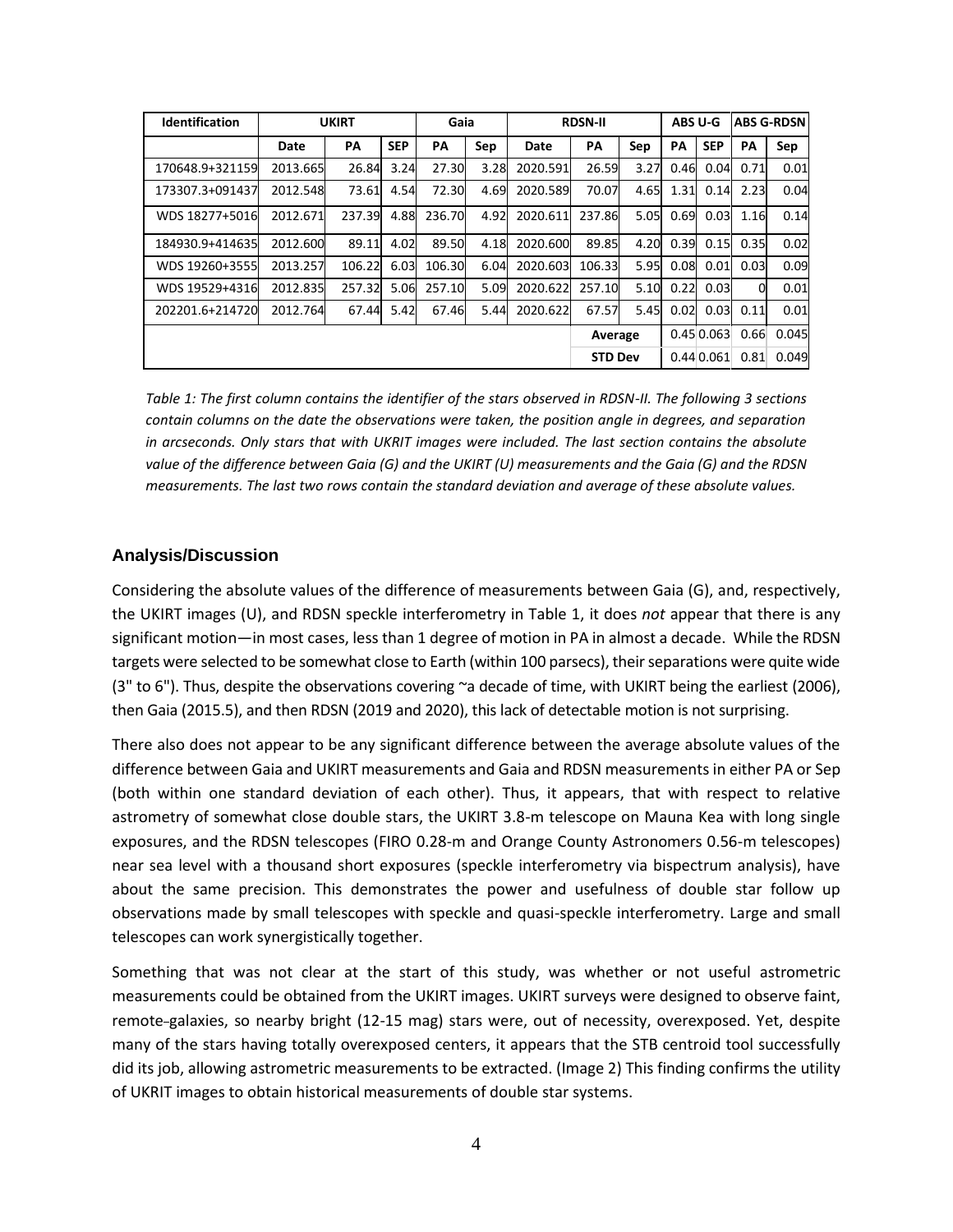| Identification | UKIRT | | | Gaia | | RDSN-II | | | ABS U-G | | ABS G-RDSN | |
|---|---|---|---|---|---|---|---|---|---|---|---|---|
| | Date | PA | SEP | PA | Sep | Date | PA | Sep | PA | SEP | PA | Sep |
| 170648.9+321159 | 2013.665 | 26.84 | 3.24 | 27.30 | 3.28 | 2020.591 | 26.59 | 3.27 | 0.46 | 0.04 | 0.71 | 0.01 |
| 173307.3+091437 | 2012.548 | 73.61 | 4.54 | 72.30 | 4.69 | 2020.589 | 70.07 | 4.65 | 1.31 | 0.14 | 2.23 | 0.04 |
| WDS 18277+5016 | 2012.671 | 237.39 | 4.88 | 236.70 | 4.92 | 2020.611 | 237.86 | 5.05 | 0.69 | 0.03 | 1.16 | 0.14 |
| 184930.9+414635 | 2012.600 | 89.11 | 4.02 | 89.50 | 4.18 | 2020.600 | 89.85 | 4.20 | 0.39 | 0.15 | 0.35 | 0.02 |
| WDS 19260+3555 | 2013.257 | 106.22 | 6.03 | 106.30 | 6.04 | 2020.603 | 106.33 | 5.95 | 0.08 | 0.01 | 0.03 | 0.09 |
| WDS 19529+4316 | 2012.835 | 257.32 | 5.06 | 257.10 | 5.09 | 2020.622 | 257.10 | 5.10 | 0.22 | 0.03 | 0 | 0.01 |
| 202201.6+214720 | 2012.764 | 67.44 | 5.42 | 67.46 | 5.44 | 2020.622 | 67.57 | 5.45 | 0.02 | 0.03 | 0.11 | 0.01 |
| | | | | | | | Average | | 0.45 | 0.063 | 0.66 | 0.045 |
| | | | | | | | STD Dev | | 0.44 | 0.061 | 0.81 | 0.049 |

*Table 1: The first column contains the identifier of the stars observed in RDSN-II. The following 3 sections contain columns on the date the observations were taken, the position angle in degrees, and separation in arcseconds. Only stars that with UKRIT images were included. The last section contains the absolute value of the difference between Gaia (G) and the UKIRT (U) measurements and the Gaia (G) and the RDSN measurements. The last two rows contain the standard deviation and average of these absolute values.*

## Analysis/Discussion

Considering the absolute values of the difference of measurements between Gaia (G), and, respectively, the UKIRT images (U), and RDSN speckle interferometry in Table 1, it does *not* appear that there is any significant motion—in most cases, less than 1 degree of motion in PA in almost a decade. While the RDSN targets were selected to be somewhat close to Earth (within 100 parsecs), their separations were quite wide (3" to 6"). Thus, despite the observations covering ~a decade of time, with UKIRT being the earliest (2006), then Gaia (2015.5), and then RDSN (2019 and 2020), this lack of detectable motion is not surprising.

There also does not appear to be any significant difference between the average absolute values of the difference between Gaia and UKIRT measurements and Gaia and RDSN measurements in either PA or Sep (both within one standard deviation of each other). Thus, it appears, that with respect to relative astrometry of somewhat close double stars, the UKIRT 3.8-m telescope on Mauna Kea with long single exposures, and the RDSN telescopes (FIRO 0.28-m and Orange County Astronomers 0.56-m telescopes) near sea level with a thousand short exposures (speckle interferometry via bispectrum analysis), have about the same precision. This demonstrates the power and usefulness of double star follow up observations made by small telescopes with speckle and quasi-speckle interferometry. Large and small telescopes can work synergistically together.

Something that was not clear at the start of this study, was whether or not useful astrometric measurements could be obtained from the UKIRT images. UKIRT surveys were designed to observe faint, remote galaxies, so nearby bright (12-15 mag) stars were, out of necessity, overexposed. Yet, despite many of the stars having totally overexposed centers, it appears that the STB centroid tool successfully did its job, allowing astrometric measurements to be extracted. (Image 2) This finding confirms the utility of UKRIT images to obtain historical measurements of double star systems.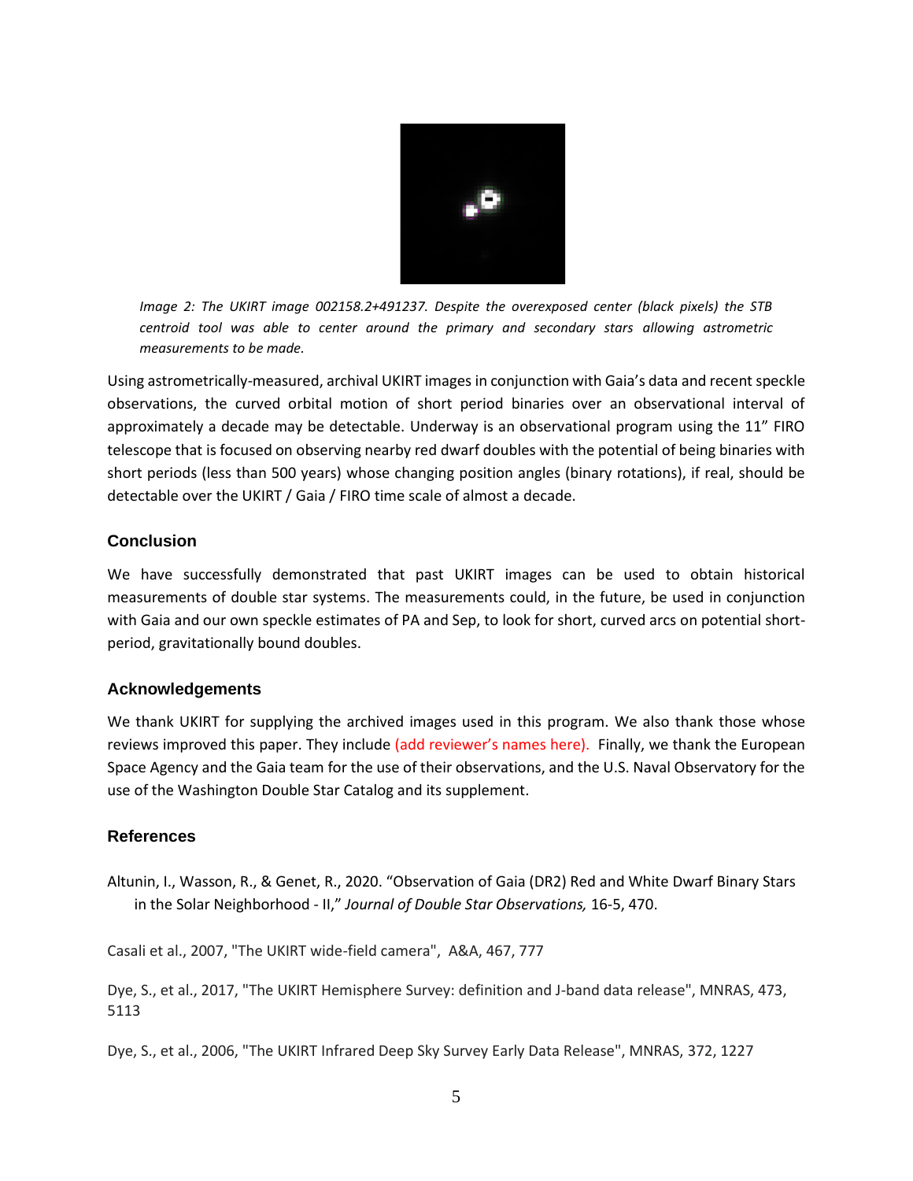*Image 2: The UKIRT image 002158.2+491237. Despite the overexposed center (black pixels) the STB centroid tool was able to center around the primary and secondary stars allowing astrometric measurements to be made.*

Using astrometrically-measured, archival UKIRT images in conjunction with Gaia's data and recent speckle observations, the curved orbital motion of short period binaries over an observational interval of approximately a decade may be detectable. Underway is an observational program using the 11" FIRO telescope that is focused on observing nearby red dwarf doubles with the potential of being binaries with short periods (less than 500 years) whose changing position angles (binary rotations), if real, should be detectable over the UKIRT / Gaia / FIRO time scale of almost a decade.

## Conclusion

We have successfully demonstrated that past UKIRT images can be used to obtain historical measurements of double star systems. The measurements could, in the future, be used in conjunction with Gaia and our own speckle estimates of PA and Sep, to look for short, curved arcs on potential short-period, gravitationally bound doubles.

## Acknowledgements

We thank UKIRT for supplying the archived images used in this program. We also thank those whose reviews improved this paper. They include (add reviewer's names here). Finally, we thank the European Space Agency and the Gaia team for the use of their observations, and the U.S. Naval Observatory for the use of the Washington Double Star Catalog and its supplement.

## References

Altunin, I., Wasson, R., & Genet, R., 2020. "Observation of Gaia (DR2) Red and White Dwarf Binary Stars in the Solar Neighborhood - II," *Journal of Double Star Observations,* 16-5, 470.

Casali et al., 2007, "The UKIRT wide-field camera", A&A, 467, 777

Dye, S., et al., 2017, "The UKIRT Hemisphere Survey: definition and J-band data release", MNRAS, 473, 5113

Dye, S., et al., 2006, "The UKIRT Infrared Deep Sky Survey Early Data Release", MNRAS, 372, 1227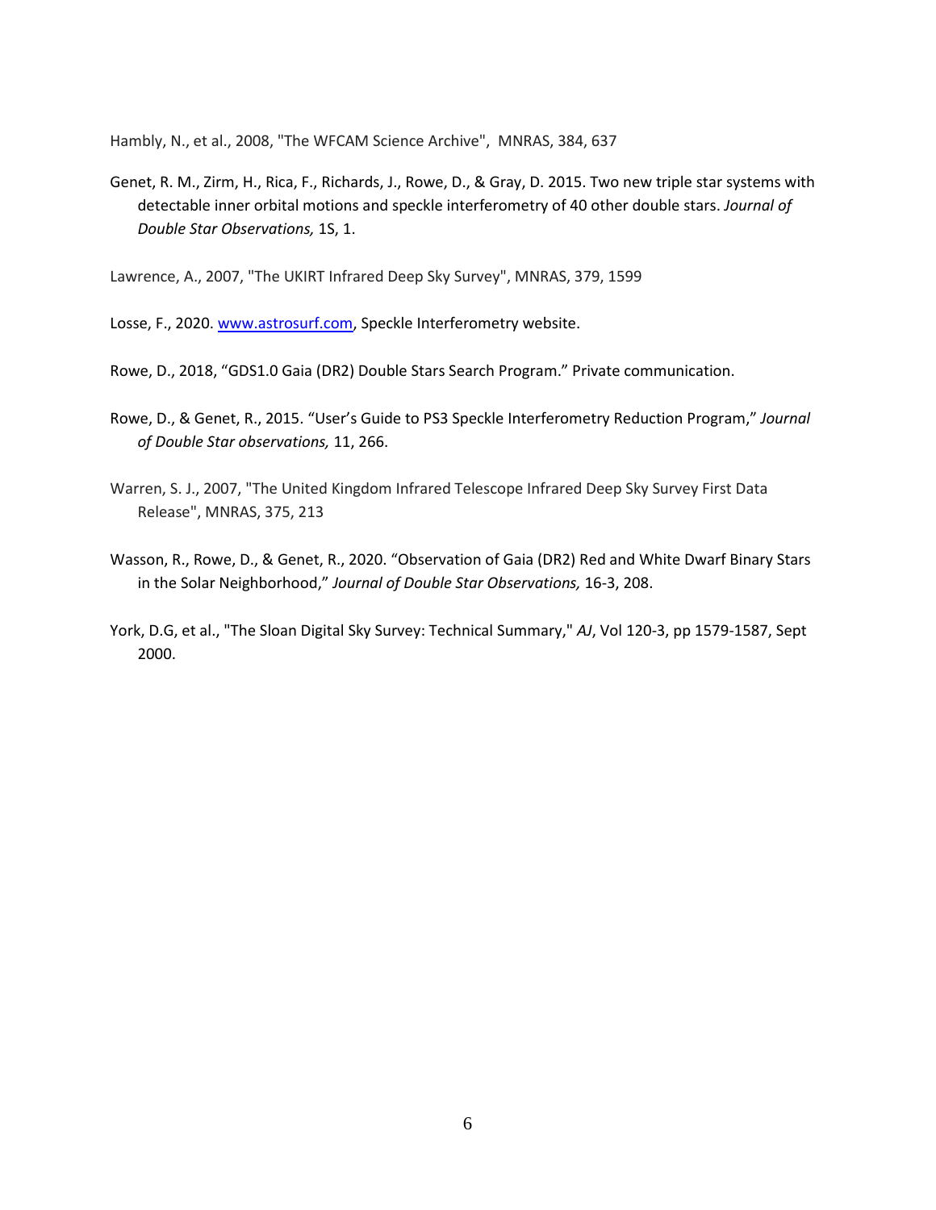Hambly, N., et al., 2008, "The WFCAM Science Archive", MNRAS, 384, 637

Genet, R. M., Zirm, H., Rica, F., Richards, J., Rowe, D., & Gray, D. 2015. Two new triple star systems with detectable inner orbital motions and speckle interferometry of 40 other double stars. *Journal of Double Star Observations,* 1S, 1.

Lawrence, A., 2007, "The UKIRT Infrared Deep Sky Survey", MNRAS, 379, 1599

Losse, F., 2020. [www.astrosurf.com](http://www.astrosurf.com), Speckle Interferometry website.

Rowe, D., 2018, "GDS1.0 Gaia (DR2) Double Stars Search Program." Private communication.

Rowe, D., & Genet, R., 2015. "User's Guide to PS3 Speckle Interferometry Reduction Program," *Journal of Double Star observations,* 11, 266.

Warren, S. J., 2007, "The United Kingdom Infrared Telescope Infrared Deep Sky Survey First Data Release", MNRAS, 375, 213

Wasson, R., Rowe, D., & Genet, R., 2020. "Observation of Gaia (DR2) Red and White Dwarf Binary Stars in the Solar Neighborhood," *Journal of Double Star Observations,* 16-3, 208.

York, D.G, et al., "The Sloan Digital Sky Survey: Technical Summary," *AJ*, Vol 120-3, pp 1579-1587, Sept 2000.